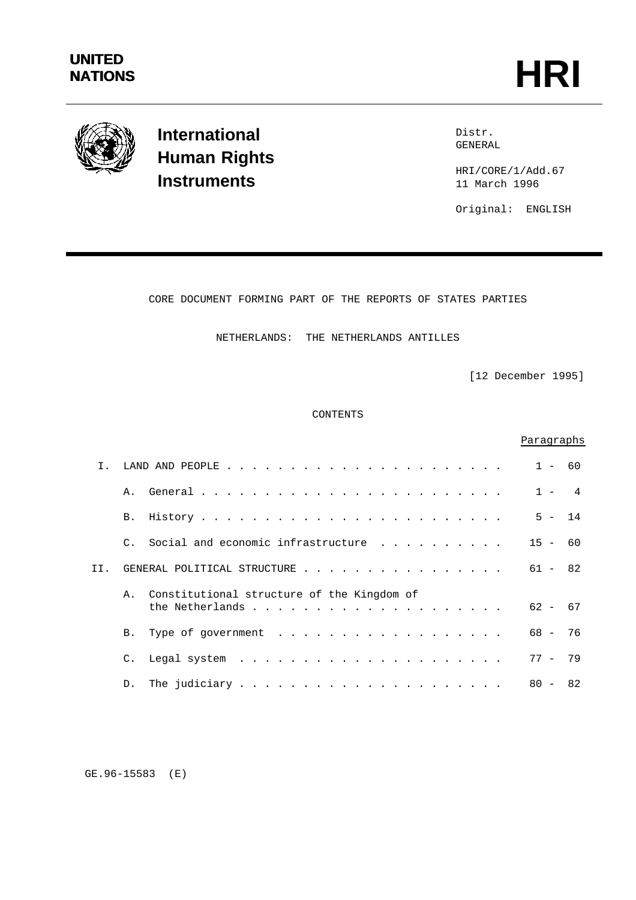UNITED NATIONS

# HRI

**International Human Rights Instruments**

Distr.
GENERAL

HRI/CORE/1/Add.67
11 March 1996

Original: ENGLISH

CORE DOCUMENT FORMING PART OF THE REPORTS OF STATES PARTIES

NETHERLANDS: THE NETHERLANDS ANTILLES

[12 December 1995]

CONTENTS

| | | Paragraphs |
|---|---|---|
| I. | LAND AND PEOPLE | 1 - 60 |
| | A. General | 1 - 4 |
| | B. History | 5 - 14 |
| | C. Social and economic infrastructure | 15 - 60 |
| II. | GENERAL POLITICAL STRUCTURE | 61 - 82 |
| | A. Constitutional structure of the Kingdom of the Netherlands | 62 - 67 |
| | B. Type of government | 68 - 76 |
| | C. Legal system | 77 - 79 |
| | D. The judiciary | 80 - 82 |

GE.96-15583 (E)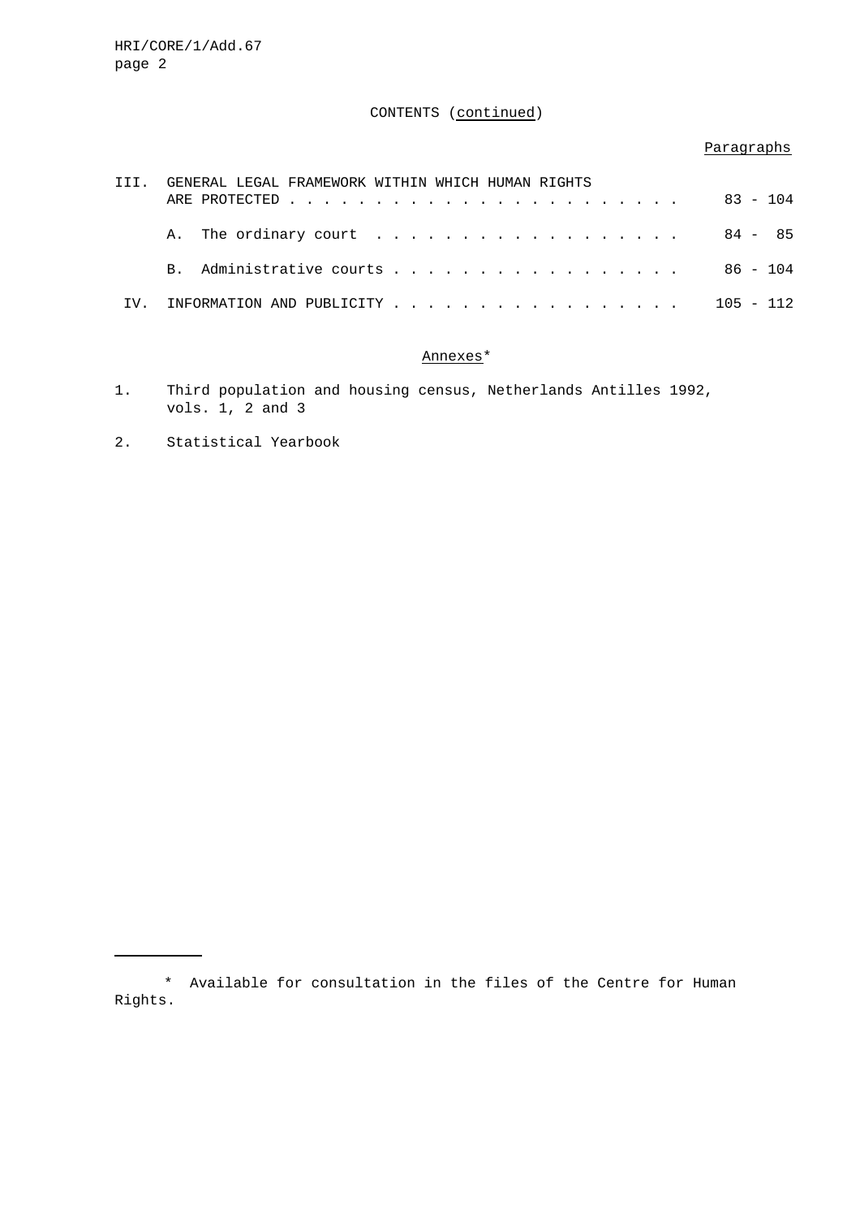CONTENTS (continued)

| | | Paragraphs |
|---|---|---|
| III. | GENERAL LEGAL FRAMEWORK WITHIN WHICH HUMAN RIGHTS ARE PROTECTED | 83 - 104 |
| | A. The ordinary court | 84 - 85 |
| | B. Administrative courts | 86 - 104 |
| IV. | INFORMATION AND PUBLICITY | 105 - 112 |

Annexes*

1. Third population and housing census, Netherlands Antilles 1992, vols. 1, 2 and 3

2. Statistical Yearbook

---

\* Available for consultation in the files of the Centre for Human Rights.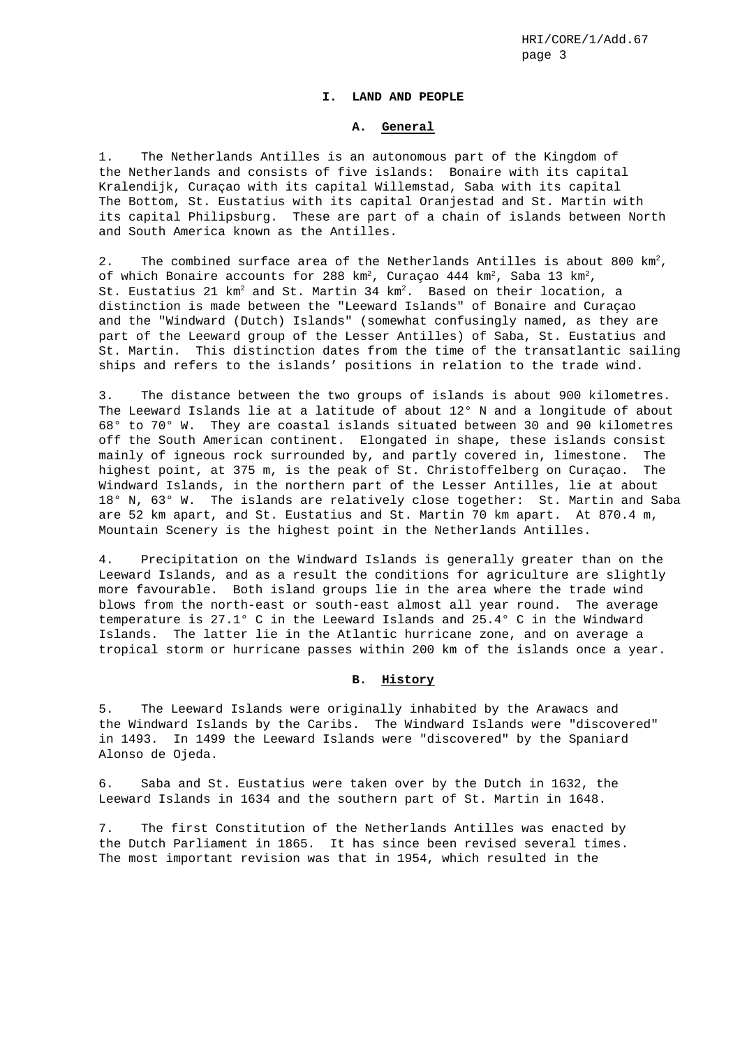# I. LAND AND PEOPLE

## A. General

1. The Netherlands Antilles is an autonomous part of the Kingdom of the Netherlands and consists of five islands: Bonaire with its capital Kralendijk, Curaçao with its capital Willemstad, Saba with its capital The Bottom, St. Eustatius with its capital Oranjestad and St. Martin with its capital Philipsburg. These are part of a chain of islands between North and South America known as the Antilles.

2. The combined surface area of the Netherlands Antilles is about 800 $km^2$, of which Bonaire accounts for 288 $km^2$, Curaçao 444 $km^2$, Saba 13 $km^2$, St. Eustatius 21 $km^2$ and St. Martin 34 $km^2$. Based on their location, a distinction is made between the "Leeward Islands" of Bonaire and Curaçao and the "Windward (Dutch) Islands" (somewhat confusingly named, as they are part of the Leeward group of the Lesser Antilles) of Saba, St. Eustatius and St. Martin. This distinction dates from the time of the transatlantic sailing ships and refers to the islands' positions in relation to the trade wind.

3. The distance between the two groups of islands is about 900 kilometres. The Leeward Islands lie at a latitude of about 12° N and a longitude of about 68° to 70° W. They are coastal islands situated between 30 and 90 kilometres off the South American continent. Elongated in shape, these islands consist mainly of igneous rock surrounded by, and partly covered in, limestone. The highest point, at 375 m, is the peak of St. Christoffelberg on Curaçao. The Windward Islands, in the northern part of the Lesser Antilles, lie at about 18° N, 63° W. The islands are relatively close together: St. Martin and Saba are 52 km apart, and St. Eustatius and St. Martin 70 km apart. At 870.4 m, Mountain Scenery is the highest point in the Netherlands Antilles.

4. Precipitation on the Windward Islands is generally greater than on the Leeward Islands, and as a result the conditions for agriculture are slightly more favourable. Both island groups lie in the area where the trade wind blows from the north-east or south-east almost all year round. The average temperature is 27.1° C in the Leeward Islands and 25.4° C in the Windward Islands. The latter lie in the Atlantic hurricane zone, and on average a tropical storm or hurricane passes within 200 km of the islands once a year.

## B. History

5. The Leeward Islands were originally inhabited by the Arawacs and the Windward Islands by the Caribs. The Windward Islands were "discovered" in 1493. In 1499 the Leeward Islands were "discovered" by the Spaniard Alonso de Ojeda.

6. Saba and St. Eustatius were taken over by the Dutch in 1632, the Leeward Islands in 1634 and the southern part of St. Martin in 1648.

7. The first Constitution of the Netherlands Antilles was enacted by the Dutch Parliament in 1865. It has since been revised several times. The most important revision was that in 1954, which resulted in the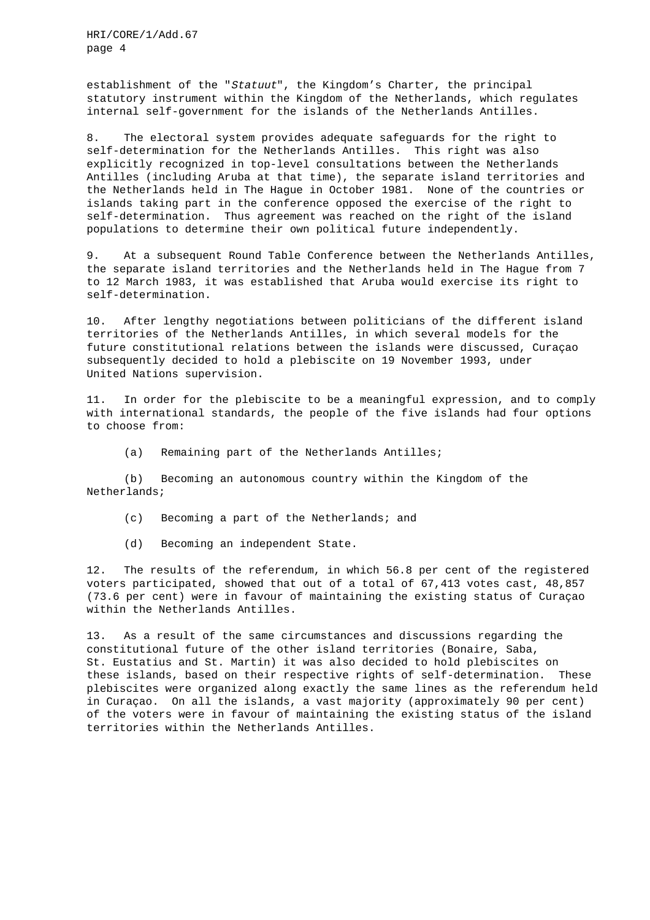establishment of the "*Statuut*", the Kingdom's Charter, the principal statutory instrument within the Kingdom of the Netherlands, which regulates internal self-government for the islands of the Netherlands Antilles.

8. The electoral system provides adequate safeguards for the right to self-determination for the Netherlands Antilles. This right was also explicitly recognized in top-level consultations between the Netherlands Antilles (including Aruba at that time), the separate island territories and the Netherlands held in The Hague in October 1981. None of the countries or islands taking part in the conference opposed the exercise of the right to self-determination. Thus agreement was reached on the right of the island populations to determine their own political future independently.

9. At a subsequent Round Table Conference between the Netherlands Antilles, the separate island territories and the Netherlands held in The Hague from 7 to 12 March 1983, it was established that Aruba would exercise its right to self-determination.

10. After lengthy negotiations between politicians of the different island territories of the Netherlands Antilles, in which several models for the future constitutional relations between the islands were discussed, Curaçao subsequently decided to hold a plebiscite on 19 November 1993, under United Nations supervision.

11. In order for the plebiscite to be a meaningful expression, and to comply with international standards, the people of the five islands had four options to choose from:

(a) Remaining part of the Netherlands Antilles;

(b) Becoming an autonomous country within the Kingdom of the Netherlands;

(c) Becoming a part of the Netherlands; and

(d) Becoming an independent State.

12. The results of the referendum, in which 56.8 per cent of the registered voters participated, showed that out of a total of 67,413 votes cast, 48,857 (73.6 per cent) were in favour of maintaining the existing status of Curaçao within the Netherlands Antilles.

13. As a result of the same circumstances and discussions regarding the constitutional future of the other island territories (Bonaire, Saba, St. Eustatius and St. Martin) it was also decided to hold plebiscites on these islands, based on their respective rights of self-determination. These plebiscites were organized along exactly the same lines as the referendum held in Curaçao. On all the islands, a vast majority (approximately 90 per cent) of the voters were in favour of maintaining the existing status of the island territories within the Netherlands Antilles.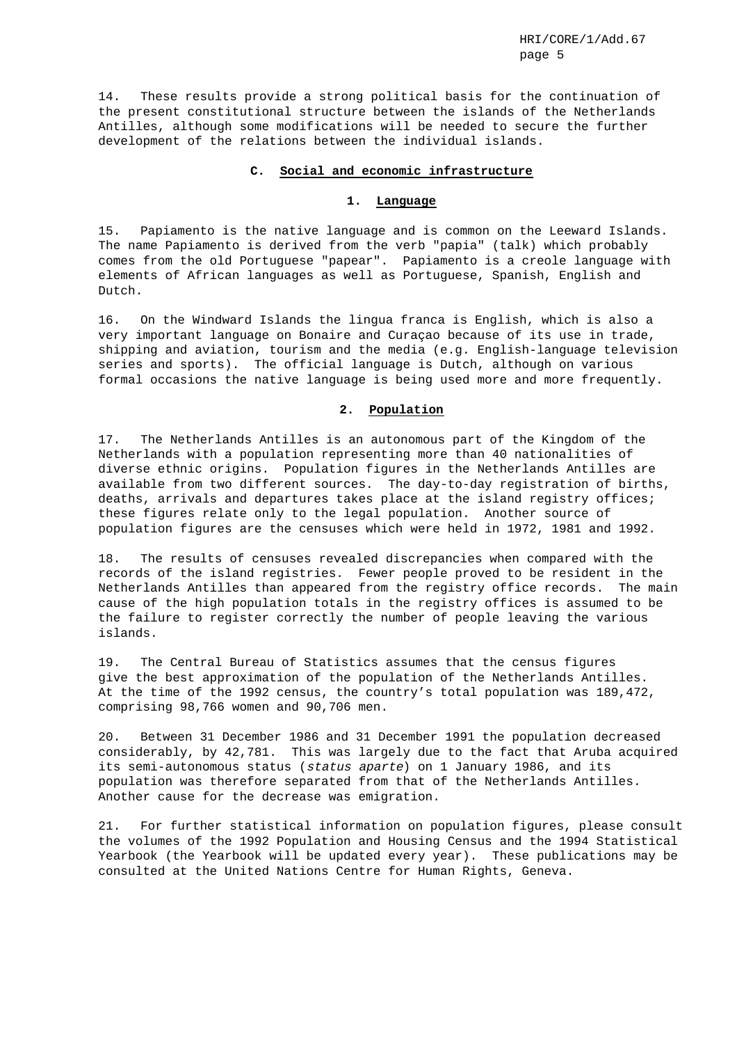14. These results provide a strong political basis for the continuation of the present constitutional structure between the islands of the Netherlands Antilles, although some modifications will be needed to secure the further development of the relations between the individual islands.

### C. Social and economic infrastructure

#### 1. Language

15. Papiamento is the native language and is common on the Leeward Islands. The name Papiamento is derived from the verb "papia" (talk) which probably comes from the old Portuguese "papear". Papiamento is a creole language with elements of African languages as well as Portuguese, Spanish, English and Dutch.

16. On the Windward Islands the lingua franca is English, which is also a very important language on Bonaire and Curaçao because of its use in trade, shipping and aviation, tourism and the media (e.g. English-language television series and sports). The official language is Dutch, although on various formal occasions the native language is being used more and more frequently.

#### 2. Population

17. The Netherlands Antilles is an autonomous part of the Kingdom of the Netherlands with a population representing more than 40 nationalities of diverse ethnic origins. Population figures in the Netherlands Antilles are available from two different sources. The day-to-day registration of births, deaths, arrivals and departures takes place at the island registry offices; these figures relate only to the legal population. Another source of population figures are the censuses which were held in 1972, 1981 and 1992.

18. The results of censuses revealed discrepancies when compared with the records of the island registries. Fewer people proved to be resident in the Netherlands Antilles than appeared from the registry office records. The main cause of the high population totals in the registry offices is assumed to be the failure to register correctly the number of people leaving the various islands.

19. The Central Bureau of Statistics assumes that the census figures give the best approximation of the population of the Netherlands Antilles. At the time of the 1992 census, the country's total population was 189,472, comprising 98,766 women and 90,706 men.

20. Between 31 December 1986 and 31 December 1991 the population decreased considerably, by 42,781. This was largely due to the fact that Aruba acquired its semi-autonomous status (*status aparte*) on 1 January 1986, and its population was therefore separated from that of the Netherlands Antilles. Another cause for the decrease was emigration.

21. For further statistical information on population figures, please consult the volumes of the 1992 Population and Housing Census and the 1994 Statistical Yearbook (the Yearbook will be updated every year). These publications may be consulted at the United Nations Centre for Human Rights, Geneva.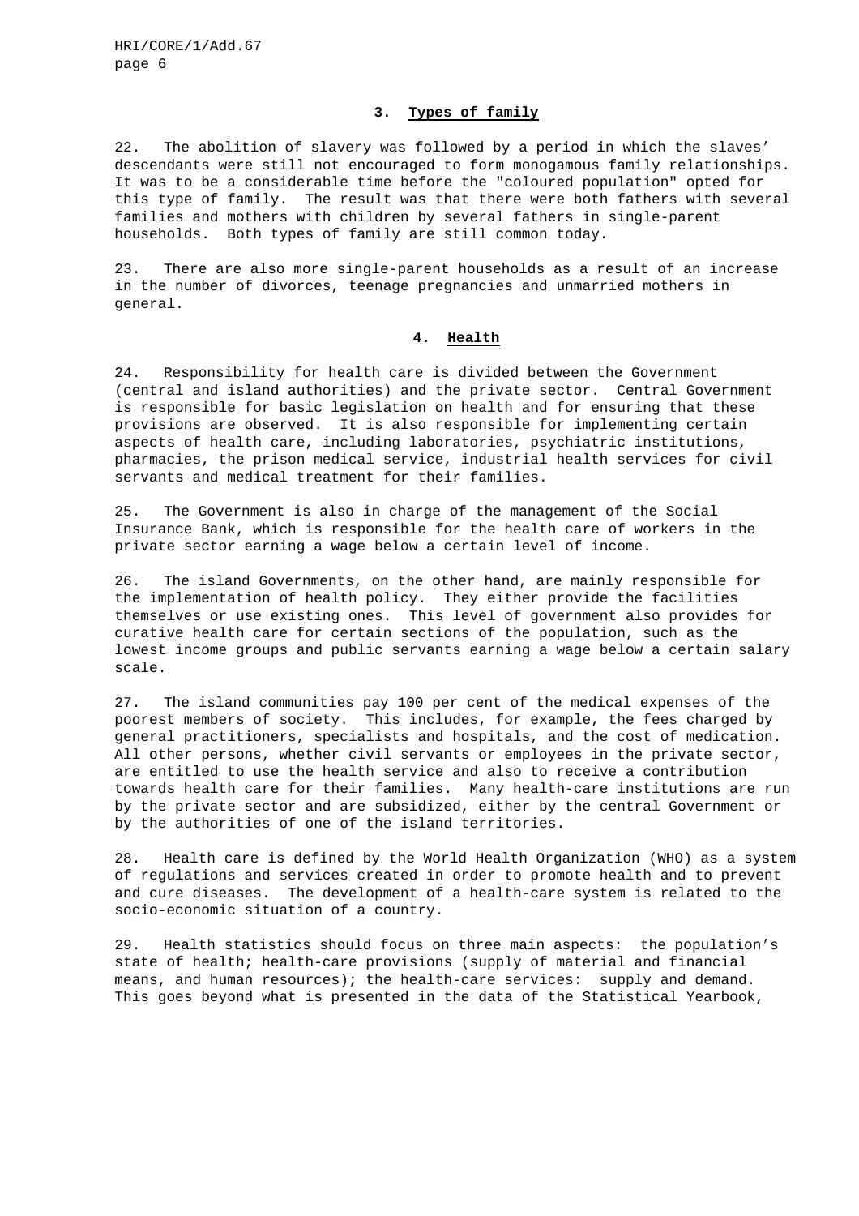### 3. Types of family

22. The abolition of slavery was followed by a period in which the slaves' descendants were still not encouraged to form monogamous family relationships. It was to be a considerable time before the "coloured population" opted for this type of family. The result was that there were both fathers with several families and mothers with children by several fathers in single-parent households. Both types of family are still common today.

23. There are also more single-parent households as a result of an increase in the number of divorces, teenage pregnancies and unmarried mothers in general.

### 4. Health

24. Responsibility for health care is divided between the Government (central and island authorities) and the private sector. Central Government is responsible for basic legislation on health and for ensuring that these provisions are observed. It is also responsible for implementing certain aspects of health care, including laboratories, psychiatric institutions, pharmacies, the prison medical service, industrial health services for civil servants and medical treatment for their families.

25. The Government is also in charge of the management of the Social Insurance Bank, which is responsible for the health care of workers in the private sector earning a wage below a certain level of income.

26. The island Governments, on the other hand, are mainly responsible for the implementation of health policy. They either provide the facilities themselves or use existing ones. This level of government also provides for curative health care for certain sections of the population, such as the lowest income groups and public servants earning a wage below a certain salary scale.

27. The island communities pay 100 per cent of the medical expenses of the poorest members of society. This includes, for example, the fees charged by general practitioners, specialists and hospitals, and the cost of medication. All other persons, whether civil servants or employees in the private sector, are entitled to use the health service and also to receive a contribution towards health care for their families. Many health-care institutions are run by the private sector and are subsidized, either by the central Government or by the authorities of one of the island territories.

28. Health care is defined by the World Health Organization (WHO) as a system of regulations and services created in order to promote health and to prevent and cure diseases. The development of a health-care system is related to the socio-economic situation of a country.

29. Health statistics should focus on three main aspects: the population's state of health; health-care provisions (supply of material and financial means, and human resources); the health-care services: supply and demand. This goes beyond what is presented in the data of the Statistical Yearbook,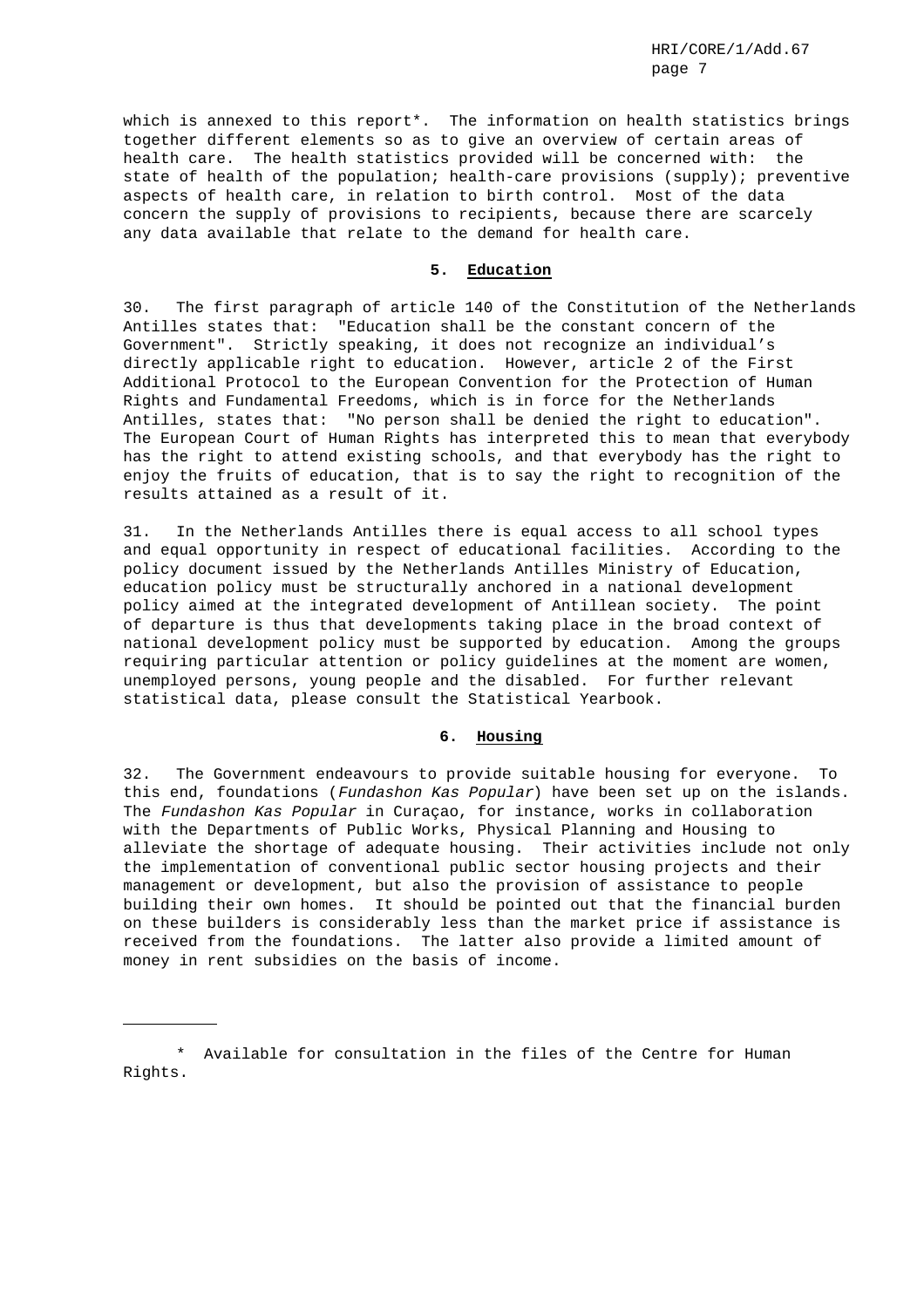which is annexed to this report*. The information on health statistics brings together different elements so as to give an overview of certain areas of health care. The health statistics provided will be concerned with: the state of health of the population; health-care provisions (supply); preventive aspects of health care, in relation to birth control. Most of the data concern the supply of provisions to recipients, because there are scarcely any data available that relate to the demand for health care.

## 5. Education

30. The first paragraph of article 140 of the Constitution of the Netherlands Antilles states that: "Education shall be the constant concern of the Government". Strictly speaking, it does not recognize an individual's directly applicable right to education. However, article 2 of the First Additional Protocol to the European Convention for the Protection of Human Rights and Fundamental Freedoms, which is in force for the Netherlands Antilles, states that: "No person shall be denied the right to education". The European Court of Human Rights has interpreted this to mean that everybody has the right to attend existing schools, and that everybody has the right to enjoy the fruits of education, that is to say the right to recognition of the results attained as a result of it.

31. In the Netherlands Antilles there is equal access to all school types and equal opportunity in respect of educational facilities. According to the policy document issued by the Netherlands Antilles Ministry of Education, education policy must be structurally anchored in a national development policy aimed at the integrated development of Antillean society. The point of departure is thus that developments taking place in the broad context of national development policy must be supported by education. Among the groups requiring particular attention or policy guidelines at the moment are women, unemployed persons, young people and the disabled. For further relevant statistical data, please consult the Statistical Yearbook.

## 6. Housing

32. The Government endeavours to provide suitable housing for everyone. To this end, foundations (*Fundashon Kas Popular*) have been set up on the islands. The *Fundashon Kas Popular* in Curaçao, for instance, works in collaboration with the Departments of Public Works, Physical Planning and Housing to alleviate the shortage of adequate housing. Their activities include not only the implementation of conventional public sector housing projects and their management or development, but also the provision of assistance to people building their own homes. It should be pointed out that the financial burden on these builders is considerably less than the market price if assistance is received from the foundations. The latter also provide a limited amount of money in rent subsidies on the basis of income.

---

\* Available for consultation in the files of the Centre for Human Rights.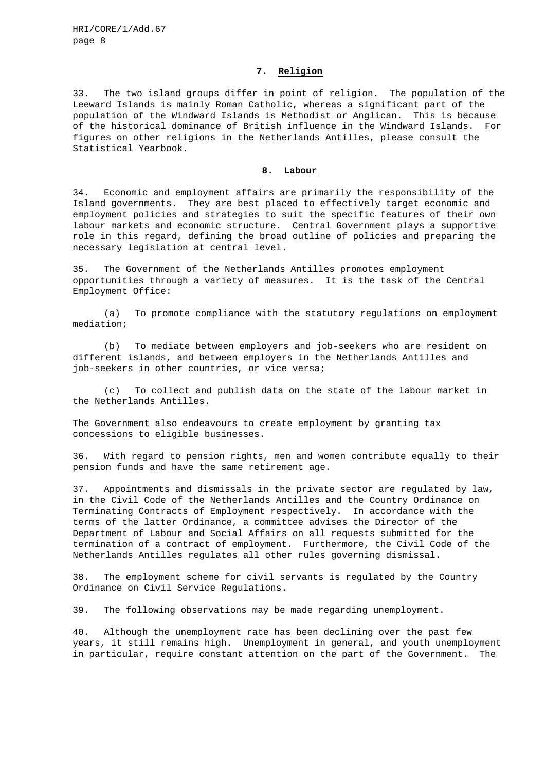## 7. Religion

33. The two island groups differ in point of religion. The population of the Leeward Islands is mainly Roman Catholic, whereas a significant part of the population of the Windward Islands is Methodist or Anglican. This is because of the historical dominance of British influence in the Windward Islands. For figures on other religions in the Netherlands Antilles, please consult the Statistical Yearbook.

## 8. Labour

34. Economic and employment affairs are primarily the responsibility of the Island governments. They are best placed to effectively target economic and employment policies and strategies to suit the specific features of their own labour markets and economic structure. Central Government plays a supportive role in this regard, defining the broad outline of policies and preparing the necessary legislation at central level.

35. The Government of the Netherlands Antilles promotes employment opportunities through a variety of measures. It is the task of the Central Employment Office:

(a) To promote compliance with the statutory regulations on employment mediation;

(b) To mediate between employers and job-seekers who are resident on different islands, and between employers in the Netherlands Antilles and job-seekers in other countries, or vice versa;

(c) To collect and publish data on the state of the labour market in the Netherlands Antilles.

The Government also endeavours to create employment by granting tax concessions to eligible businesses.

36. With regard to pension rights, men and women contribute equally to their pension funds and have the same retirement age.

37. Appointments and dismissals in the private sector are regulated by law, in the Civil Code of the Netherlands Antilles and the Country Ordinance on Terminating Contracts of Employment respectively. In accordance with the terms of the latter Ordinance, a committee advises the Director of the Department of Labour and Social Affairs on all requests submitted for the termination of a contract of employment. Furthermore, the Civil Code of the Netherlands Antilles regulates all other rules governing dismissal.

38. The employment scheme for civil servants is regulated by the Country Ordinance on Civil Service Regulations.

39. The following observations may be made regarding unemployment.

40. Although the unemployment rate has been declining over the past few years, it still remains high. Unemployment in general, and youth unemployment in particular, require constant attention on the part of the Government. The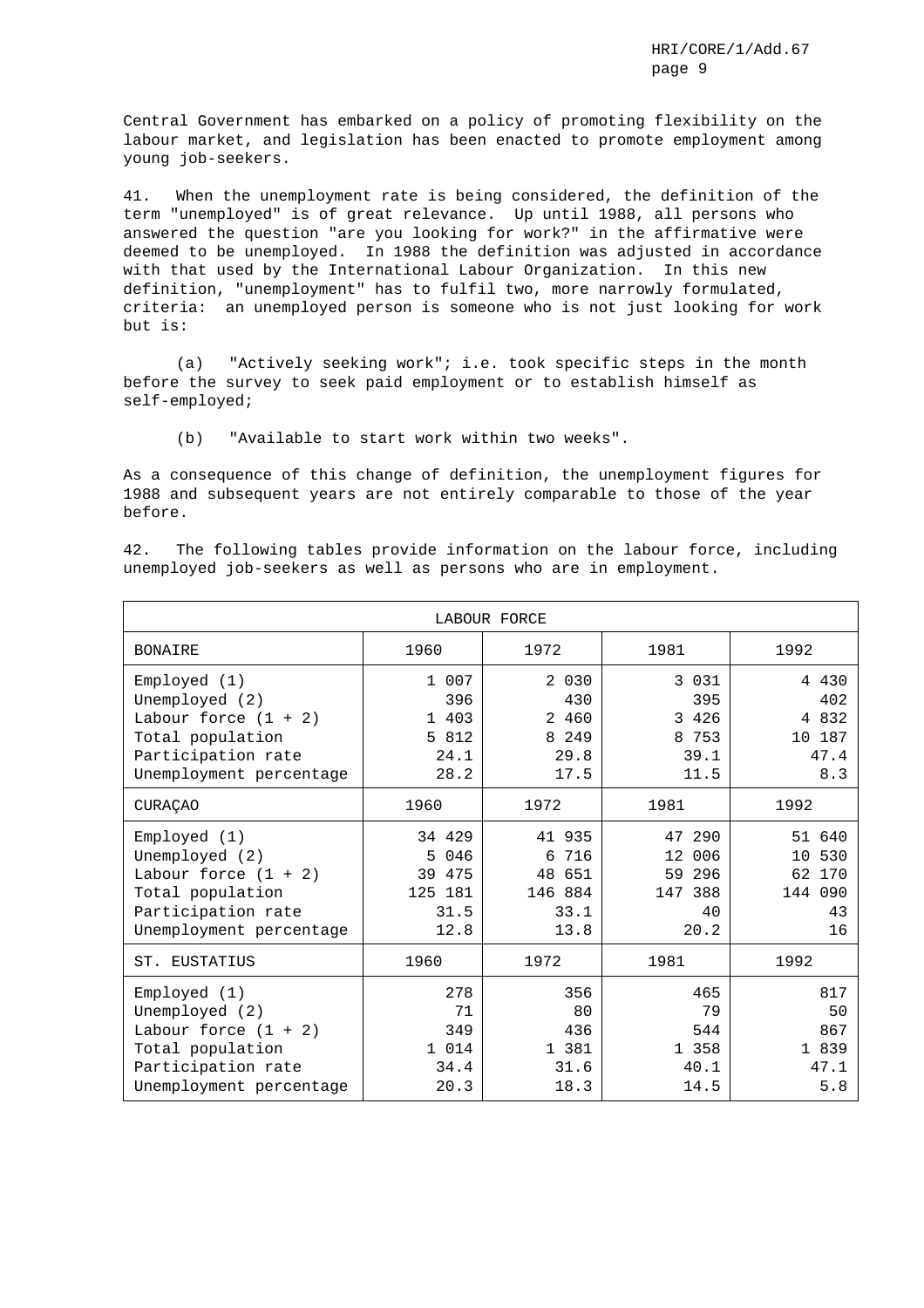Central Government has embarked on a policy of promoting flexibility on the labour market, and legislation has been enacted to promote employment among young job-seekers.

41. When the unemployment rate is being considered, the definition of the term "unemployed" is of great relevance. Up until 1988, all persons who answered the question "are you looking for work?" in the affirmative were deemed to be unemployed. In 1988 the definition was adjusted in accordance with that used by the International Labour Organization. In this new definition, "unemployment" has to fulfil two, more narrowly formulated, criteria: an unemployed person is someone who is not just looking for work but is:

(a) "Actively seeking work"; i.e. took specific steps in the month before the survey to seek paid employment or to establish himself as self-employed;

(b) "Available to start work within two weeks".

As a consequence of this change of definition, the unemployment figures for 1988 and subsequent years are not entirely comparable to those of the year before.

42. The following tables provide information on the labour force, including unemployed job-seekers as well as persons who are in employment.

| LABOUR FORCE | | | | |
|---|---|---|---|---|
| BONAIRE | 1960 | 1972 | 1981 | 1992 |
| Employed (1) | 1 007 | 2 030 | 3 031 | 4 430 |
| Unemployed (2) | 396 | 430 | 395 | 402 |
| Labour force (1 + 2) | 1 403 | 2 460 | 3 426 | 4 832 |
| Total population | 5 812 | 8 249 | 8 753 | 10 187 |
| Participation rate | 24.1 | 29.8 | 39.1 | 47.4 |
| Unemployment percentage | 28.2 | 17.5 | 11.5 | 8.3 |
| CURAÇAO | 1960 | 1972 | 1981 | 1992 |
| Employed (1) | 34 429 | 41 935 | 47 290 | 51 640 |
| Unemployed (2) | 5 046 | 6 716 | 12 006 | 10 530 |
| Labour force (1 + 2) | 39 475 | 48 651 | 59 296 | 62 170 |
| Total population | 125 181 | 146 884 | 147 388 | 144 090 |
| Participation rate | 31.5 | 33.1 | 40 | 43 |
| Unemployment percentage | 12.8 | 13.8 | 20.2 | 16 |
| ST. EUSTATIUS | 1960 | 1972 | 1981 | 1992 |
| Employed (1) | 278 | 356 | 465 | 817 |
| Unemployed (2) | 71 | 80 | 79 | 50 |
| Labour force (1 + 2) | 349 | 436 | 544 | 867 |
| Total population | 1 014 | 1 381 | 1 358 | 1 839 |
| Participation rate | 34.4 | 31.6 | 40.1 | 47.1 |
| Unemployment percentage | 20.3 | 18.3 | 14.5 | 5.8 |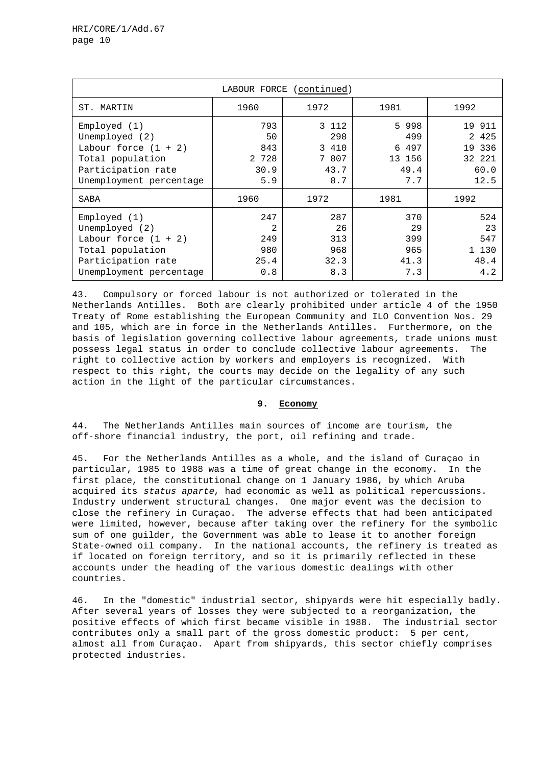| LABOUR FORCE (continued) | | | | |
|---|---|---|---|---|
| ST. MARTIN | 1960 | 1972 | 1981 | 1992 |
| Employed (1) | 793 | 3 112 | 5 998 | 19 911 |
| Unemployed (2) | 50 | 298 | 499 | 2 425 |
| Labour force (1 + 2) | 843 | 3 410 | 6 497 | 19 336 |
| Total population | 2 728 | 7 807 | 13 156 | 32 221 |
| Participation rate | 30.9 | 43.7 | 49.4 | 60.0 |
| Unemployment percentage | 5.9 | 8.7 | 7.7 | 12.5 |
| SABA | 1960 | 1972 | 1981 | 1992 |
| Employed (1) | 247 | 287 | 370 | 524 |
| Unemployed (2) | 2 | 26 | 29 | 23 |
| Labour force (1 + 2) | 249 | 313 | 399 | 547 |
| Total population | 980 | 968 | 965 | 1 130 |
| Participation rate | 25.4 | 32.3 | 41.3 | 48.4 |
| Unemployment percentage | 0.8 | 8.3 | 7.3 | 4.2 |

43. Compulsory or forced labour is not authorized or tolerated in the Netherlands Antilles. Both are clearly prohibited under article 4 of the 1950 Treaty of Rome establishing the European Community and ILO Convention Nos. 29 and 105, which are in force in the Netherlands Antilles. Furthermore, on the basis of legislation governing collective labour agreements, trade unions must possess legal status in order to conclude collective labour agreements. The right to collective action by workers and employers is recognized. With respect to this right, the courts may decide on the legality of any such action in the light of the particular circumstances.

## 9. Economy

44. The Netherlands Antilles main sources of income are tourism, the off-shore financial industry, the port, oil refining and trade.

45. For the Netherlands Antilles as a whole, and the island of Curaçao in particular, 1985 to 1988 was a time of great change in the economy. In the first place, the constitutional change on 1 January 1986, by which Aruba acquired its *status aparte*, had economic as well as political repercussions. Industry underwent structural changes. One major event was the decision to close the refinery in Curaçao. The adverse effects that had been anticipated were limited, however, because after taking over the refinery for the symbolic sum of one guilder, the Government was able to lease it to another foreign State-owned oil company. In the national accounts, the refinery is treated as if located on foreign territory, and so it is primarily reflected in these accounts under the heading of the various domestic dealings with other countries.

46. In the "domestic" industrial sector, shipyards were hit especially badly. After several years of losses they were subjected to a reorganization, the positive effects of which first became visible in 1988. The industrial sector contributes only a small part of the gross domestic product: 5 per cent, almost all from Curaçao. Apart from shipyards, this sector chiefly comprises protected industries.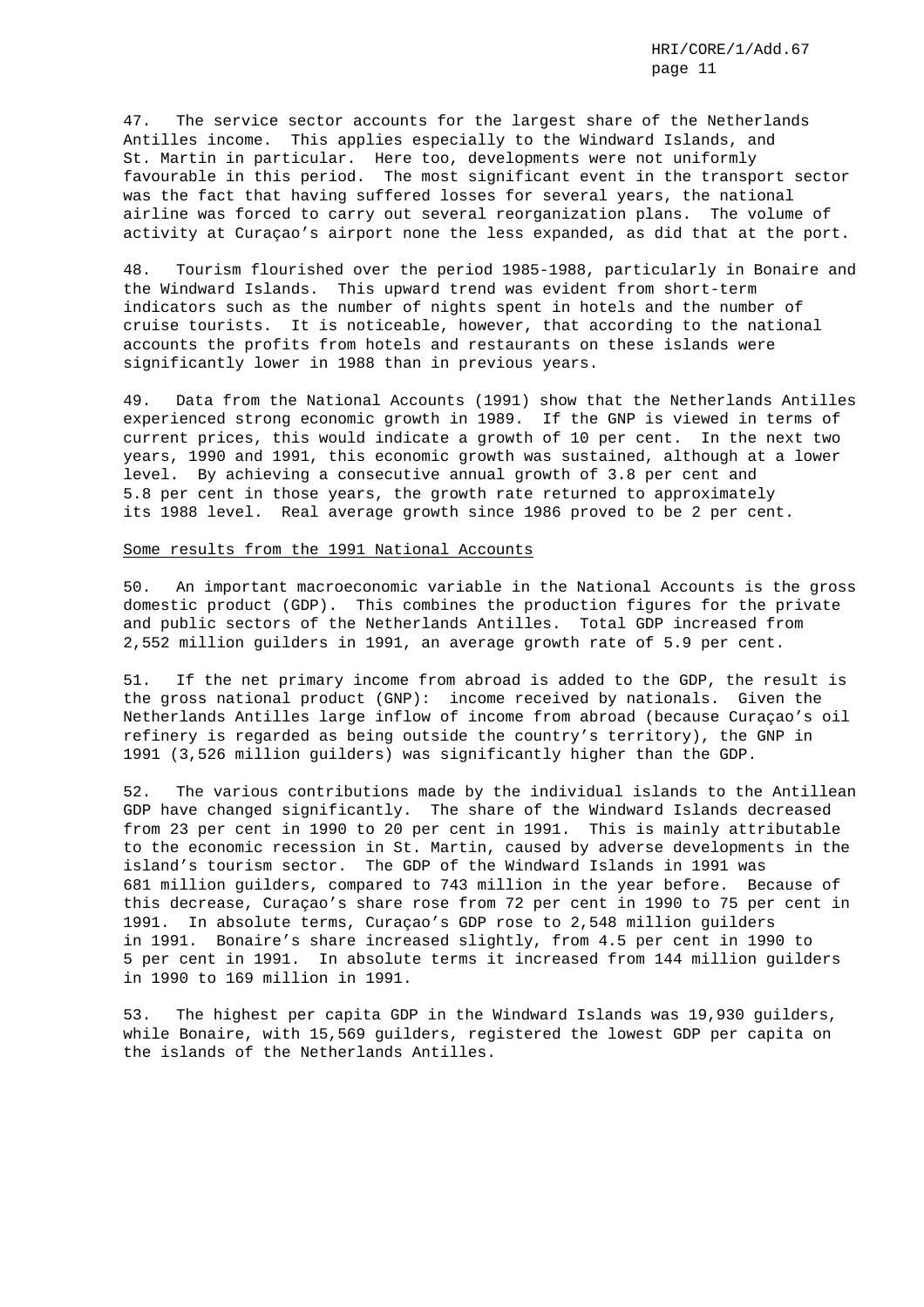47. The service sector accounts for the largest share of the Netherlands Antilles income. This applies especially to the Windward Islands, and St. Martin in particular. Here too, developments were not uniformly favourable in this period. The most significant event in the transport sector was the fact that having suffered losses for several years, the national airline was forced to carry out several reorganization plans. The volume of activity at Curaçao's airport none the less expanded, as did that at the port.

48. Tourism flourished over the period 1985-1988, particularly in Bonaire and the Windward Islands. This upward trend was evident from short-term indicators such as the number of nights spent in hotels and the number of cruise tourists. It is noticeable, however, that according to the national accounts the profits from hotels and restaurants on these islands were significantly lower in 1988 than in previous years.

49. Data from the National Accounts (1991) show that the Netherlands Antilles experienced strong economic growth in 1989. If the GNP is viewed in terms of current prices, this would indicate a growth of 10 per cent. In the next two years, 1990 and 1991, this economic growth was sustained, although at a lower level. By achieving a consecutive annual growth of 3.8 per cent and 5.8 per cent in those years, the growth rate returned to approximately its 1988 level. Real average growth since 1986 proved to be 2 per cent.

Some results from the 1991 National Accounts

50. An important macroeconomic variable in the National Accounts is the gross domestic product (GDP). This combines the production figures for the private and public sectors of the Netherlands Antilles. Total GDP increased from 2,552 million guilders in 1991, an average growth rate of 5.9 per cent.

51. If the net primary income from abroad is added to the GDP, the result is the gross national product (GNP): income received by nationals. Given the Netherlands Antilles large inflow of income from abroad (because Curaçao's oil refinery is regarded as being outside the country's territory), the GNP in 1991 (3,526 million guilders) was significantly higher than the GDP.

52. The various contributions made by the individual islands to the Antillean GDP have changed significantly. The share of the Windward Islands decreased from 23 per cent in 1990 to 20 per cent in 1991. This is mainly attributable to the economic recession in St. Martin, caused by adverse developments in the island's tourism sector. The GDP of the Windward Islands in 1991 was 681 million guilders, compared to 743 million in the year before. Because of this decrease, Curaçao's share rose from 72 per cent in 1990 to 75 per cent in 1991. In absolute terms, Curaçao's GDP rose to 2,548 million guilders in 1991. Bonaire's share increased slightly, from 4.5 per cent in 1990 to 5 per cent in 1991. In absolute terms it increased from 144 million guilders in 1990 to 169 million in 1991.

53. The highest per capita GDP in the Windward Islands was 19,930 guilders, while Bonaire, with 15,569 guilders, registered the lowest GDP per capita on the islands of the Netherlands Antilles.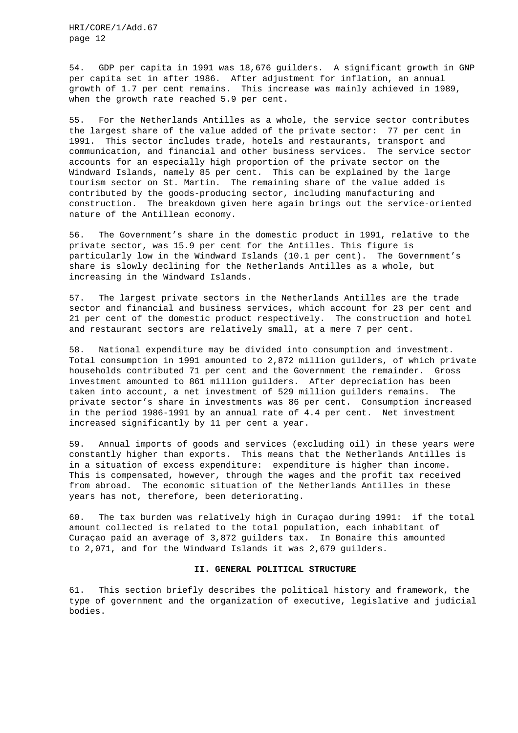54. GDP per capita in 1991 was 18,676 guilders. A significant growth in GNP per capita set in after 1986. After adjustment for inflation, an annual growth of 1.7 per cent remains. This increase was mainly achieved in 1989, when the growth rate reached 5.9 per cent.

55. For the Netherlands Antilles as a whole, the service sector contributes the largest share of the value added of the private sector: 77 per cent in 1991. This sector includes trade, hotels and restaurants, transport and communication, and financial and other business services. The service sector accounts for an especially high proportion of the private sector on the Windward Islands, namely 85 per cent. This can be explained by the large tourism sector on St. Martin. The remaining share of the value added is contributed by the goods-producing sector, including manufacturing and construction. The breakdown given here again brings out the service-oriented nature of the Antillean economy.

56. The Government's share in the domestic product in 1991, relative to the private sector, was 15.9 per cent for the Antilles. This figure is particularly low in the Windward Islands (10.1 per cent). The Government's share is slowly declining for the Netherlands Antilles as a whole, but increasing in the Windward Islands.

57. The largest private sectors in the Netherlands Antilles are the trade sector and financial and business services, which account for 23 per cent and 21 per cent of the domestic product respectively. The construction and hotel and restaurant sectors are relatively small, at a mere 7 per cent.

58. National expenditure may be divided into consumption and investment. Total consumption in 1991 amounted to 2,872 million guilders, of which private households contributed 71 per cent and the Government the remainder. Gross investment amounted to 861 million guilders. After depreciation has been taken into account, a net investment of 529 million guilders remains. The private sector's share in investments was 86 per cent. Consumption increased in the period 1986-1991 by an annual rate of 4.4 per cent. Net investment increased significantly by 11 per cent a year.

59. Annual imports of goods and services (excluding oil) in these years were constantly higher than exports. This means that the Netherlands Antilles is in a situation of excess expenditure: expenditure is higher than income. This is compensated, however, through the wages and the profit tax received from abroad. The economic situation of the Netherlands Antilles in these years has not, therefore, been deteriorating.

60. The tax burden was relatively high in Curaçao during 1991: if the total amount collected is related to the total population, each inhabitant of Curaçao paid an average of 3,872 guilders tax. In Bonaire this amounted to 2,071, and for the Windward Islands it was 2,679 guilders.

## II. GENERAL POLITICAL STRUCTURE

61. This section briefly describes the political history and framework, the type of government and the organization of executive, legislative and judicial bodies.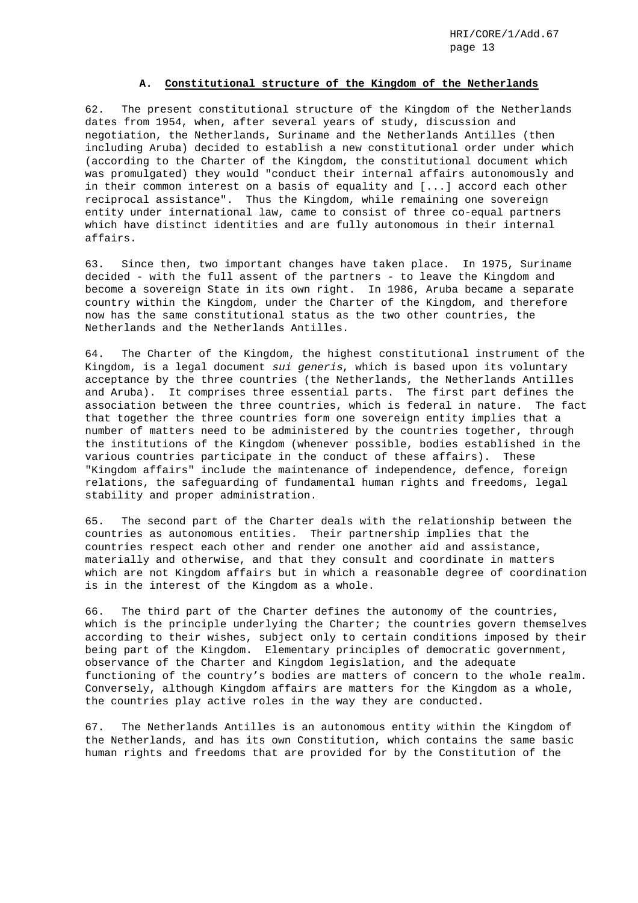## A. Constitutional structure of the Kingdom of the Netherlands

62. The present constitutional structure of the Kingdom of the Netherlands dates from 1954, when, after several years of study, discussion and negotiation, the Netherlands, Suriname and the Netherlands Antilles (then including Aruba) decided to establish a new constitutional order under which (according to the Charter of the Kingdom, the constitutional document which was promulgated) they would "conduct their internal affairs autonomously and in their common interest on a basis of equality and [...] accord each other reciprocal assistance". Thus the Kingdom, while remaining one sovereign entity under international law, came to consist of three co-equal partners which have distinct identities and are fully autonomous in their internal affairs.

63. Since then, two important changes have taken place. In 1975, Suriname decided - with the full assent of the partners - to leave the Kingdom and become a sovereign State in its own right. In 1986, Aruba became a separate country within the Kingdom, under the Charter of the Kingdom, and therefore now has the same constitutional status as the two other countries, the Netherlands and the Netherlands Antilles.

64. The Charter of the Kingdom, the highest constitutional instrument of the Kingdom, is a legal document *sui generis*, which is based upon its voluntary acceptance by the three countries (the Netherlands, the Netherlands Antilles and Aruba). It comprises three essential parts. The first part defines the association between the three countries, which is federal in nature. The fact that together the three countries form one sovereign entity implies that a number of matters need to be administered by the countries together, through the institutions of the Kingdom (whenever possible, bodies established in the various countries participate in the conduct of these affairs). These "Kingdom affairs" include the maintenance of independence, defence, foreign relations, the safeguarding of fundamental human rights and freedoms, legal stability and proper administration.

65. The second part of the Charter deals with the relationship between the countries as autonomous entities. Their partnership implies that the countries respect each other and render one another aid and assistance, materially and otherwise, and that they consult and coordinate in matters which are not Kingdom affairs but in which a reasonable degree of coordination is in the interest of the Kingdom as a whole.

66. The third part of the Charter defines the autonomy of the countries, which is the principle underlying the Charter; the countries govern themselves according to their wishes, subject only to certain conditions imposed by their being part of the Kingdom. Elementary principles of democratic government, observance of the Charter and Kingdom legislation, and the adequate functioning of the country's bodies are matters of concern to the whole realm. Conversely, although Kingdom affairs are matters for the Kingdom as a whole, the countries play active roles in the way they are conducted.

67. The Netherlands Antilles is an autonomous entity within the Kingdom of the Netherlands, and has its own Constitution, which contains the same basic human rights and freedoms that are provided for by the Constitution of the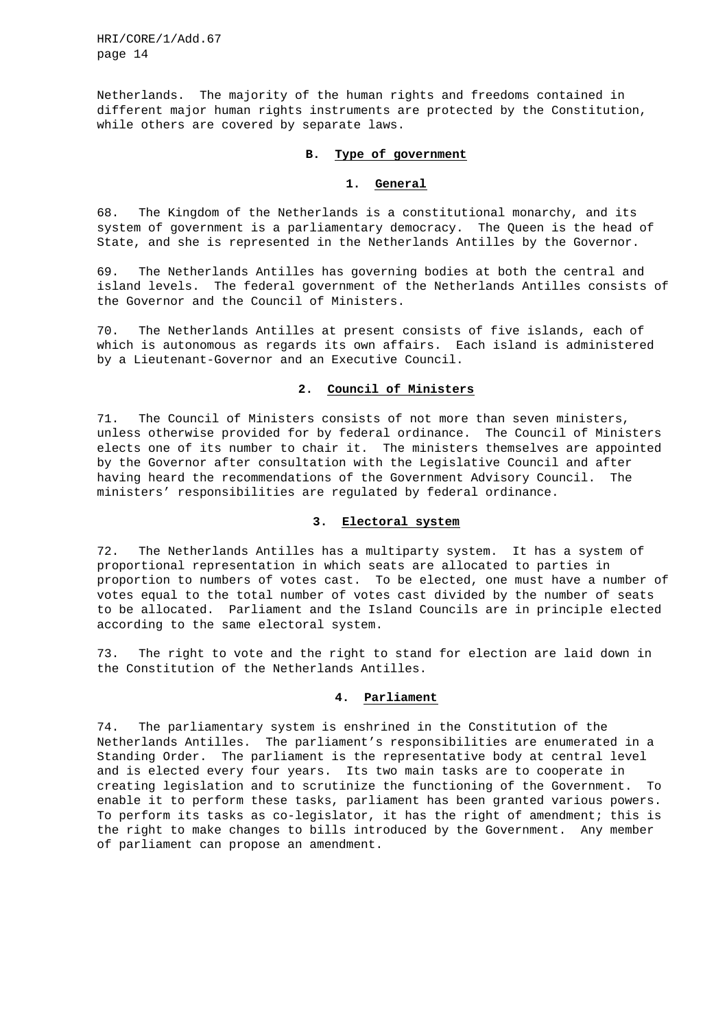Netherlands. The majority of the human rights and freedoms contained in different major human rights instruments are protected by the Constitution, while others are covered by separate laws.

## B. Type of government

### 1. General

68. The Kingdom of the Netherlands is a constitutional monarchy, and its system of government is a parliamentary democracy. The Queen is the head of State, and she is represented in the Netherlands Antilles by the Governor.

69. The Netherlands Antilles has governing bodies at both the central and island levels. The federal government of the Netherlands Antilles consists of the Governor and the Council of Ministers.

70. The Netherlands Antilles at present consists of five islands, each of which is autonomous as regards its own affairs. Each island is administered by a Lieutenant-Governor and an Executive Council.

### 2. Council of Ministers

71. The Council of Ministers consists of not more than seven ministers, unless otherwise provided for by federal ordinance. The Council of Ministers elects one of its number to chair it. The ministers themselves are appointed by the Governor after consultation with the Legislative Council and after having heard the recommendations of the Government Advisory Council. The ministers' responsibilities are regulated by federal ordinance.

### 3. Electoral system

72. The Netherlands Antilles has a multiparty system. It has a system of proportional representation in which seats are allocated to parties in proportion to numbers of votes cast. To be elected, one must have a number of votes equal to the total number of votes cast divided by the number of seats to be allocated. Parliament and the Island Councils are in principle elected according to the same electoral system.

73. The right to vote and the right to stand for election are laid down in the Constitution of the Netherlands Antilles.

### 4. Parliament

74. The parliamentary system is enshrined in the Constitution of the Netherlands Antilles. The parliament's responsibilities are enumerated in a Standing Order. The parliament is the representative body at central level and is elected every four years. Its two main tasks are to cooperate in creating legislation and to scrutinize the functioning of the Government. To enable it to perform these tasks, parliament has been granted various powers. To perform its tasks as co-legislator, it has the right of amendment; this is the right to make changes to bills introduced by the Government. Any member of parliament can propose an amendment.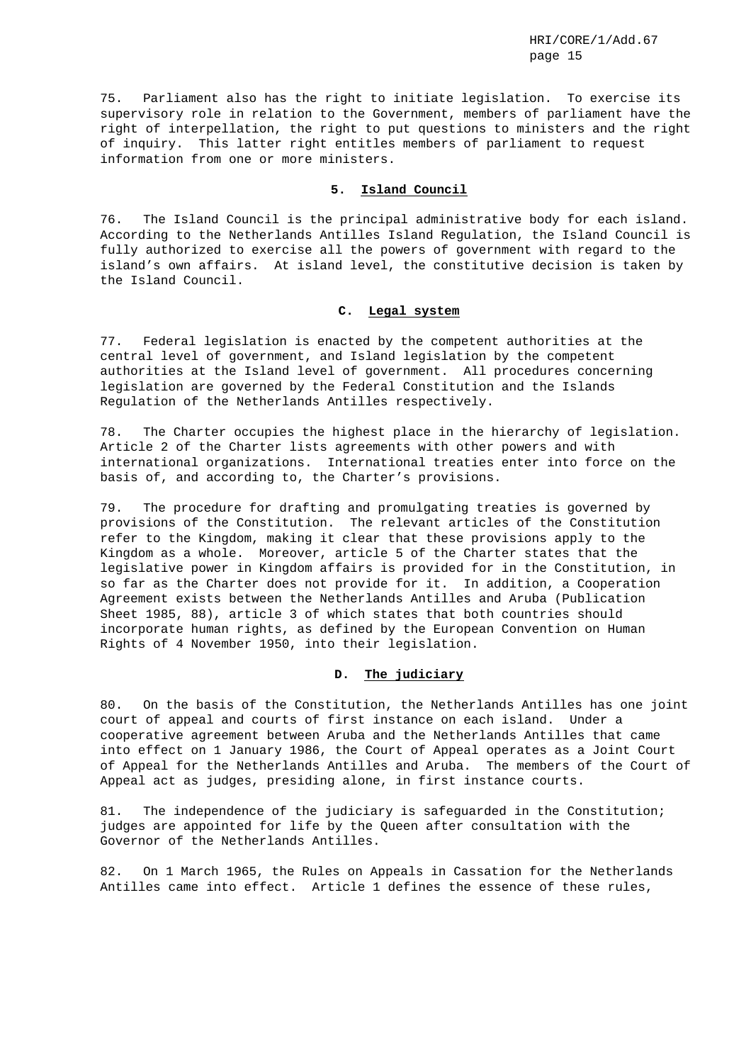75. Parliament also has the right to initiate legislation. To exercise its supervisory role in relation to the Government, members of parliament have the right of interpellation, the right to put questions to ministers and the right of inquiry. This latter right entitles members of parliament to request information from one or more ministers.

### 5. Island Council

76. The Island Council is the principal administrative body for each island. According to the Netherlands Antilles Island Regulation, the Island Council is fully authorized to exercise all the powers of government with regard to the island's own affairs. At island level, the constitutive decision is taken by the Island Council.

## C. Legal system

77. Federal legislation is enacted by the competent authorities at the central level of government, and Island legislation by the competent authorities at the Island level of government. All procedures concerning legislation are governed by the Federal Constitution and the Islands Regulation of the Netherlands Antilles respectively.

78. The Charter occupies the highest place in the hierarchy of legislation. Article 2 of the Charter lists agreements with other powers and with international organizations. International treaties enter into force on the basis of, and according to, the Charter's provisions.

79. The procedure for drafting and promulgating treaties is governed by provisions of the Constitution. The relevant articles of the Constitution refer to the Kingdom, making it clear that these provisions apply to the Kingdom as a whole. Moreover, article 5 of the Charter states that the legislative power in Kingdom affairs is provided for in the Constitution, in so far as the Charter does not provide for it. In addition, a Cooperation Agreement exists between the Netherlands Antilles and Aruba (Publication Sheet 1985, 88), article 3 of which states that both countries should incorporate human rights, as defined by the European Convention on Human Rights of 4 November 1950, into their legislation.

## D. The judiciary

80. On the basis of the Constitution, the Netherlands Antilles has one joint court of appeal and courts of first instance on each island. Under a cooperative agreement between Aruba and the Netherlands Antilles that came into effect on 1 January 1986, the Court of Appeal operates as a Joint Court of Appeal for the Netherlands Antilles and Aruba. The members of the Court of Appeal act as judges, presiding alone, in first instance courts.

81. The independence of the judiciary is safeguarded in the Constitution; judges are appointed for life by the Queen after consultation with the Governor of the Netherlands Antilles.

82. On 1 March 1965, the Rules on Appeals in Cassation for the Netherlands Antilles came into effect. Article 1 defines the essence of these rules,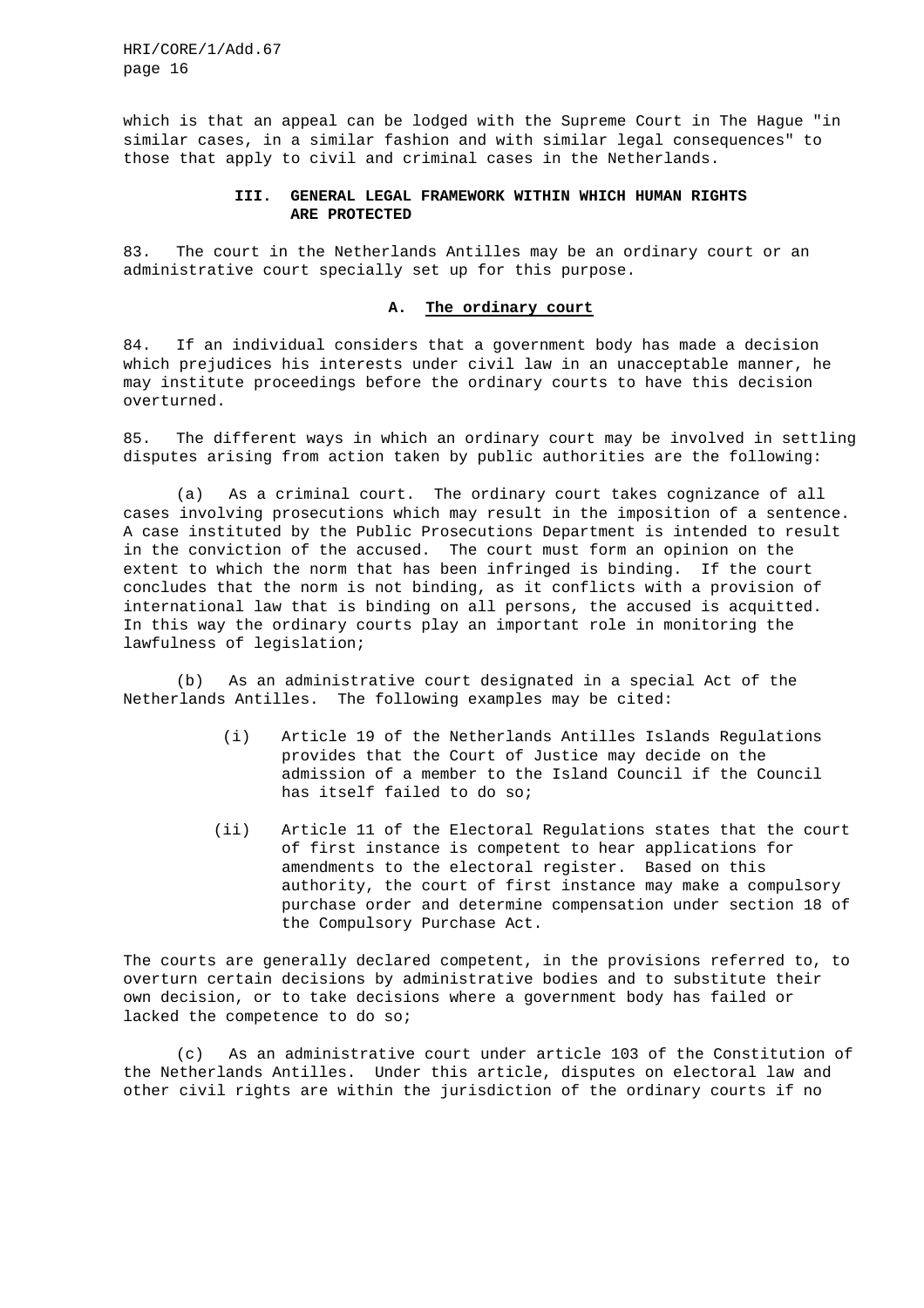which is that an appeal can be lodged with the Supreme Court in The Hague "in similar cases, in a similar fashion and with similar legal consequences" to those that apply to civil and criminal cases in the Netherlands.

## III. GENERAL LEGAL FRAMEWORK WITHIN WHICH HUMAN RIGHTS ARE PROTECTED

83. The court in the Netherlands Antilles may be an ordinary court or an administrative court specially set up for this purpose.

### A. The ordinary court

84. If an individual considers that a government body has made a decision which prejudices his interests under civil law in an unacceptable manner, he may institute proceedings before the ordinary courts to have this decision overturned.

85. The different ways in which an ordinary court may be involved in settling disputes arising from action taken by public authorities are the following:

(a) As a criminal court. The ordinary court takes cognizance of all cases involving prosecutions which may result in the imposition of a sentence. A case instituted by the Public Prosecutions Department is intended to result in the conviction of the accused. The court must form an opinion on the extent to which the norm that has been infringed is binding. If the court concludes that the norm is not binding, as it conflicts with a provision of international law that is binding on all persons, the accused is acquitted. In this way the ordinary courts play an important role in monitoring the lawfulness of legislation;

(b) As an administrative court designated in a special Act of the Netherlands Antilles. The following examples may be cited:

(i) Article 19 of the Netherlands Antilles Islands Regulations provides that the Court of Justice may decide on the admission of a member to the Island Council if the Council has itself failed to do so;

(ii) Article 11 of the Electoral Regulations states that the court of first instance is competent to hear applications for amendments to the electoral register. Based on this authority, the court of first instance may make a compulsory purchase order and determine compensation under section 18 of the Compulsory Purchase Act.

The courts are generally declared competent, in the provisions referred to, to overturn certain decisions by administrative bodies and to substitute their own decision, or to take decisions where a government body has failed or lacked the competence to do so;

(c) As an administrative court under article 103 of the Constitution of the Netherlands Antilles. Under this article, disputes on electoral law and other civil rights are within the jurisdiction of the ordinary courts if no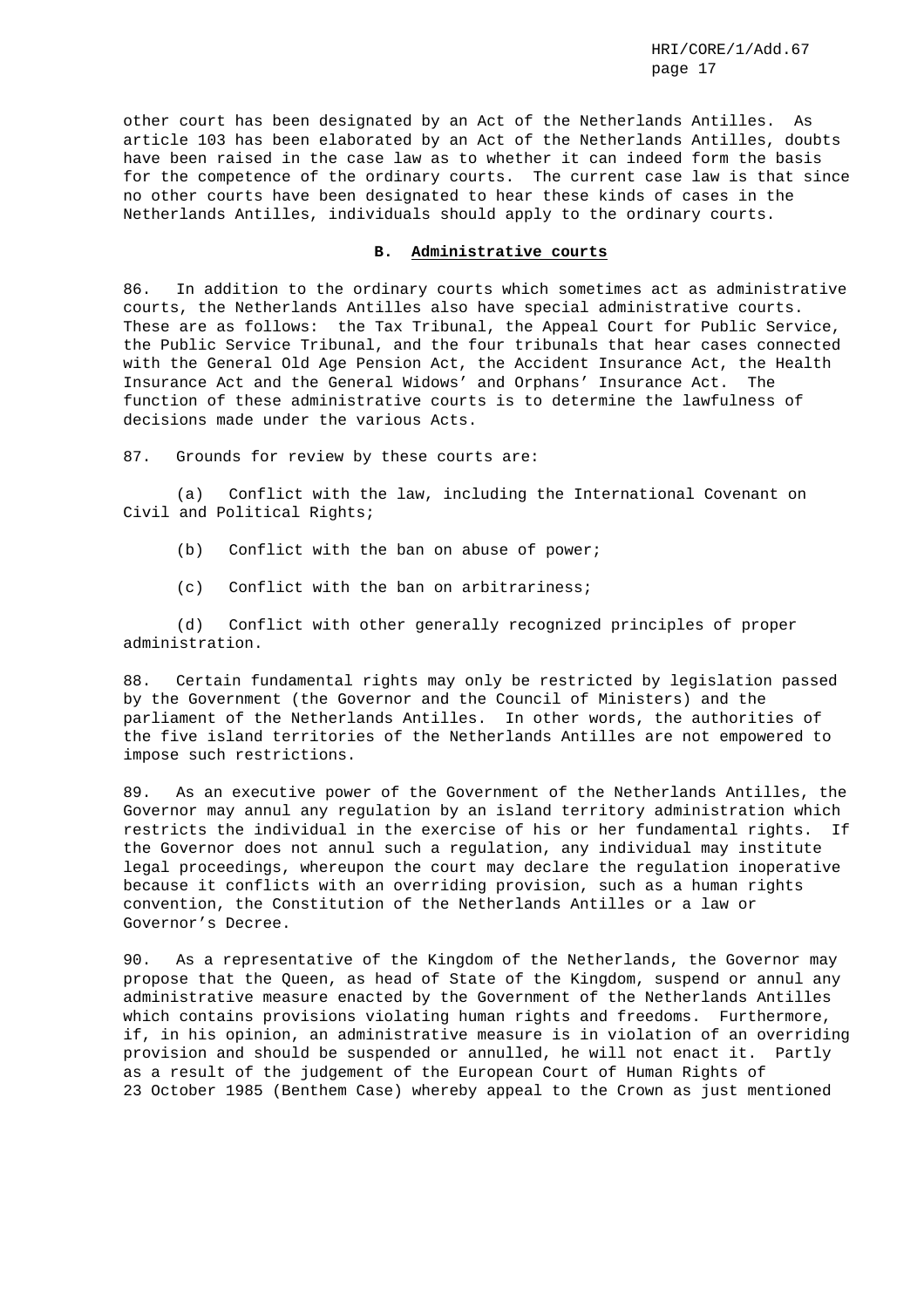other court has been designated by an Act of the Netherlands Antilles. As article 103 has been elaborated by an Act of the Netherlands Antilles, doubts have been raised in the case law as to whether it can indeed form the basis for the competence of the ordinary courts. The current case law is that since no other courts have been designated to hear these kinds of cases in the Netherlands Antilles, individuals should apply to the ordinary courts.

### B. Administrative courts

86. In addition to the ordinary courts which sometimes act as administrative courts, the Netherlands Antilles also have special administrative courts. These are as follows: the Tax Tribunal, the Appeal Court for Public Service, the Public Service Tribunal, and the four tribunals that hear cases connected with the General Old Age Pension Act, the Accident Insurance Act, the Health Insurance Act and the General Widows' and Orphans' Insurance Act. The function of these administrative courts is to determine the lawfulness of decisions made under the various Acts.

87. Grounds for review by these courts are:

(a) Conflict with the law, including the International Covenant on Civil and Political Rights;

(b) Conflict with the ban on abuse of power;

(c) Conflict with the ban on arbitrariness;

(d) Conflict with other generally recognized principles of proper administration.

88. Certain fundamental rights may only be restricted by legislation passed by the Government (the Governor and the Council of Ministers) and the parliament of the Netherlands Antilles. In other words, the authorities of the five island territories of the Netherlands Antilles are not empowered to impose such restrictions.

89. As an executive power of the Government of the Netherlands Antilles, the Governor may annul any regulation by an island territory administration which restricts the individual in the exercise of his or her fundamental rights. If the Governor does not annul such a regulation, any individual may institute legal proceedings, whereupon the court may declare the regulation inoperative because it conflicts with an overriding provision, such as a human rights convention, the Constitution of the Netherlands Antilles or a law or Governor's Decree.

90. As a representative of the Kingdom of the Netherlands, the Governor may propose that the Queen, as head of State of the Kingdom, suspend or annul any administrative measure enacted by the Government of the Netherlands Antilles which contains provisions violating human rights and freedoms. Furthermore, if, in his opinion, an administrative measure is in violation of an overriding provision and should be suspended or annulled, he will not enact it. Partly as a result of the judgement of the European Court of Human Rights of 23 October 1985 (Benthem Case) whereby appeal to the Crown as just mentioned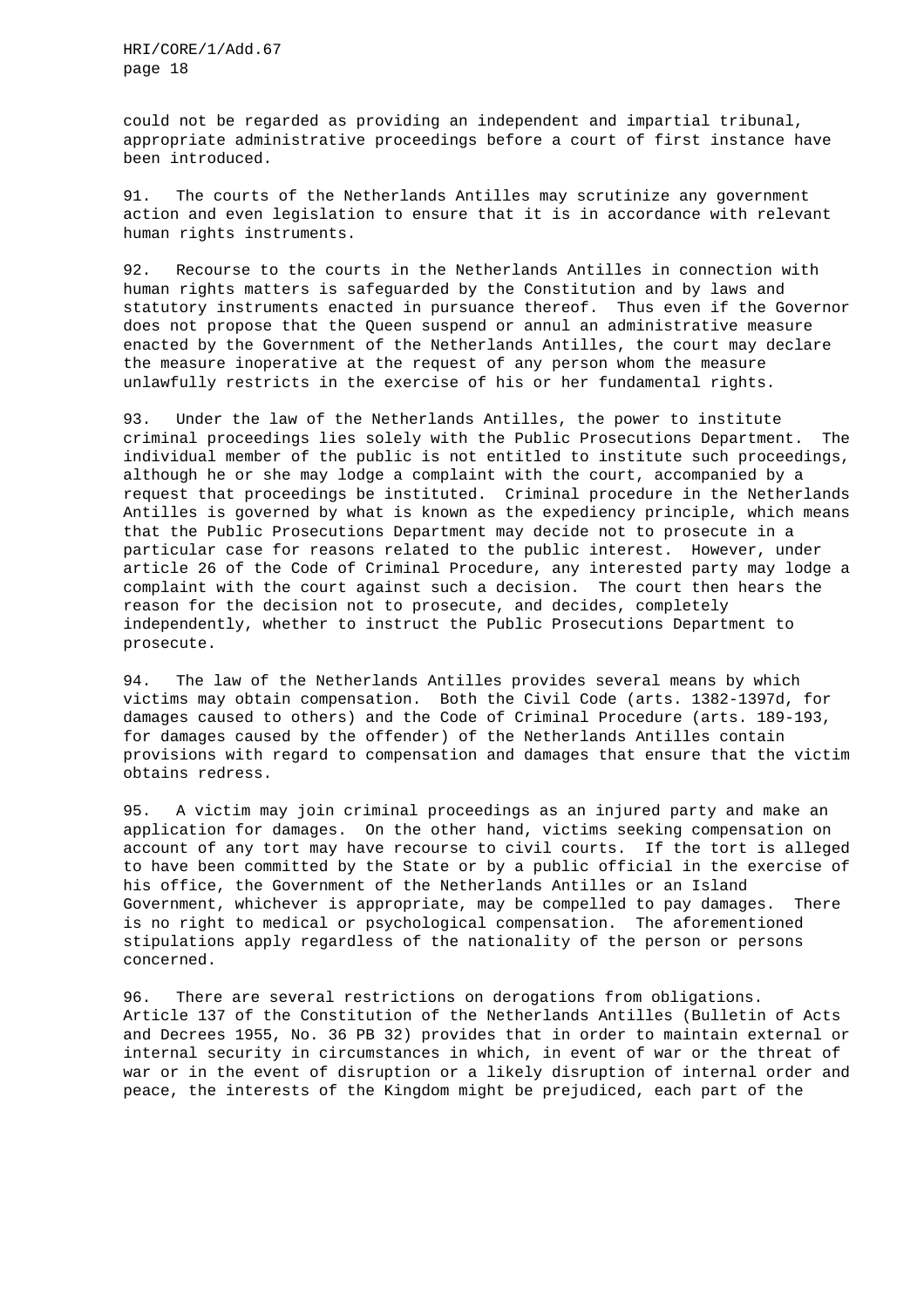could not be regarded as providing an independent and impartial tribunal, appropriate administrative proceedings before a court of first instance have been introduced.

91. The courts of the Netherlands Antilles may scrutinize any government action and even legislation to ensure that it is in accordance with relevant human rights instruments.

92. Recourse to the courts in the Netherlands Antilles in connection with human rights matters is safeguarded by the Constitution and by laws and statutory instruments enacted in pursuance thereof. Thus even if the Governor does not propose that the Queen suspend or annul an administrative measure enacted by the Government of the Netherlands Antilles, the court may declare the measure inoperative at the request of any person whom the measure unlawfully restricts in the exercise of his or her fundamental rights.

93. Under the law of the Netherlands Antilles, the power to institute criminal proceedings lies solely with the Public Prosecutions Department. The individual member of the public is not entitled to institute such proceedings, although he or she may lodge a complaint with the court, accompanied by a request that proceedings be instituted. Criminal procedure in the Netherlands Antilles is governed by what is known as the expediency principle, which means that the Public Prosecutions Department may decide not to prosecute in a particular case for reasons related to the public interest. However, under article 26 of the Code of Criminal Procedure, any interested party may lodge a complaint with the court against such a decision. The court then hears the reason for the decision not to prosecute, and decides, completely independently, whether to instruct the Public Prosecutions Department to prosecute.

94. The law of the Netherlands Antilles provides several means by which victims may obtain compensation. Both the Civil Code (arts. 1382-1397d, for damages caused to others) and the Code of Criminal Procedure (arts. 189-193, for damages caused by the offender) of the Netherlands Antilles contain provisions with regard to compensation and damages that ensure that the victim obtains redress.

95. A victim may join criminal proceedings as an injured party and make an application for damages. On the other hand, victims seeking compensation on account of any tort may have recourse to civil courts. If the tort is alleged to have been committed by the State or by a public official in the exercise of his office, the Government of the Netherlands Antilles or an Island Government, whichever is appropriate, may be compelled to pay damages. There is no right to medical or psychological compensation. The aforementioned stipulations apply regardless of the nationality of the person or persons concerned.

96. There are several restrictions on derogations from obligations. Article 137 of the Constitution of the Netherlands Antilles (Bulletin of Acts and Decrees 1955, No. 36 PB 32) provides that in order to maintain external or internal security in circumstances in which, in event of war or the threat of war or in the event of disruption or a likely disruption of internal order and peace, the interests of the Kingdom might be prejudiced, each part of the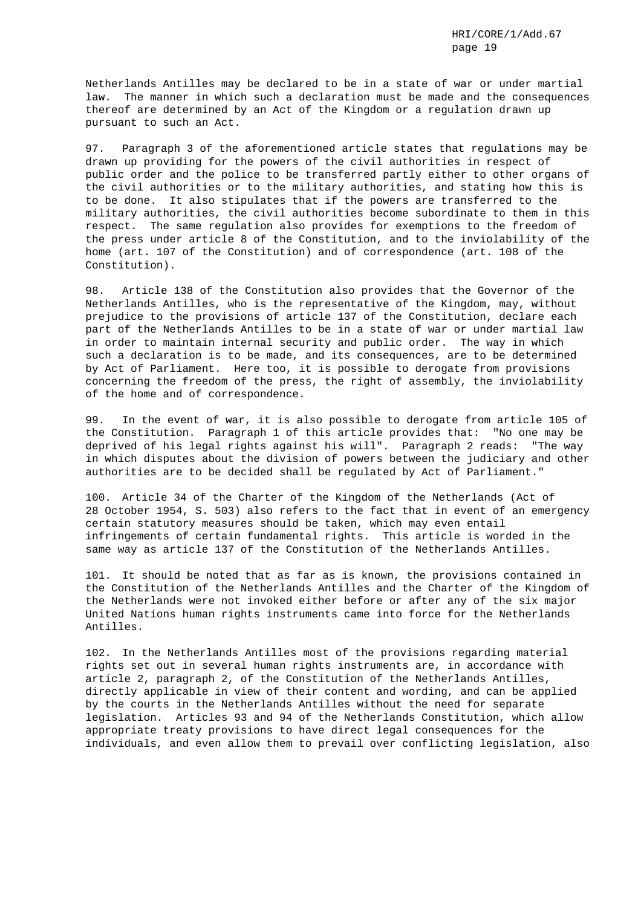Netherlands Antilles may be declared to be in a state of war or under martial law. The manner in which such a declaration must be made and the consequences thereof are determined by an Act of the Kingdom or a regulation drawn up pursuant to such an Act.

97. Paragraph 3 of the aforementioned article states that regulations may be drawn up providing for the powers of the civil authorities in respect of public order and the police to be transferred partly either to other organs of the civil authorities or to the military authorities, and stating how this is to be done. It also stipulates that if the powers are transferred to the military authorities, the civil authorities become subordinate to them in this respect. The same regulation also provides for exemptions to the freedom of the press under article 8 of the Constitution, and to the inviolability of the home (art. 107 of the Constitution) and of correspondence (art. 108 of the Constitution).

98. Article 138 of the Constitution also provides that the Governor of the Netherlands Antilles, who is the representative of the Kingdom, may, without prejudice to the provisions of article 137 of the Constitution, declare each part of the Netherlands Antilles to be in a state of war or under martial law in order to maintain internal security and public order. The way in which such a declaration is to be made, and its consequences, are to be determined by Act of Parliament. Here too, it is possible to derogate from provisions concerning the freedom of the press, the right of assembly, the inviolability of the home and of correspondence.

99. In the event of war, it is also possible to derogate from article 105 of the Constitution. Paragraph 1 of this article provides that: "No one may be deprived of his legal rights against his will". Paragraph 2 reads: "The way in which disputes about the division of powers between the judiciary and other authorities are to be decided shall be regulated by Act of Parliament."

100. Article 34 of the Charter of the Kingdom of the Netherlands (Act of 28 October 1954, S. 503) also refers to the fact that in event of an emergency certain statutory measures should be taken, which may even entail infringements of certain fundamental rights. This article is worded in the same way as article 137 of the Constitution of the Netherlands Antilles.

101. It should be noted that as far as is known, the provisions contained in the Constitution of the Netherlands Antilles and the Charter of the Kingdom of the Netherlands were not invoked either before or after any of the six major United Nations human rights instruments came into force for the Netherlands Antilles.

102. In the Netherlands Antilles most of the provisions regarding material rights set out in several human rights instruments are, in accordance with article 2, paragraph 2, of the Constitution of the Netherlands Antilles, directly applicable in view of their content and wording, and can be applied by the courts in the Netherlands Antilles without the need for separate legislation. Articles 93 and 94 of the Netherlands Constitution, which allow appropriate treaty provisions to have direct legal consequences for the individuals, and even allow them to prevail over conflicting legislation, also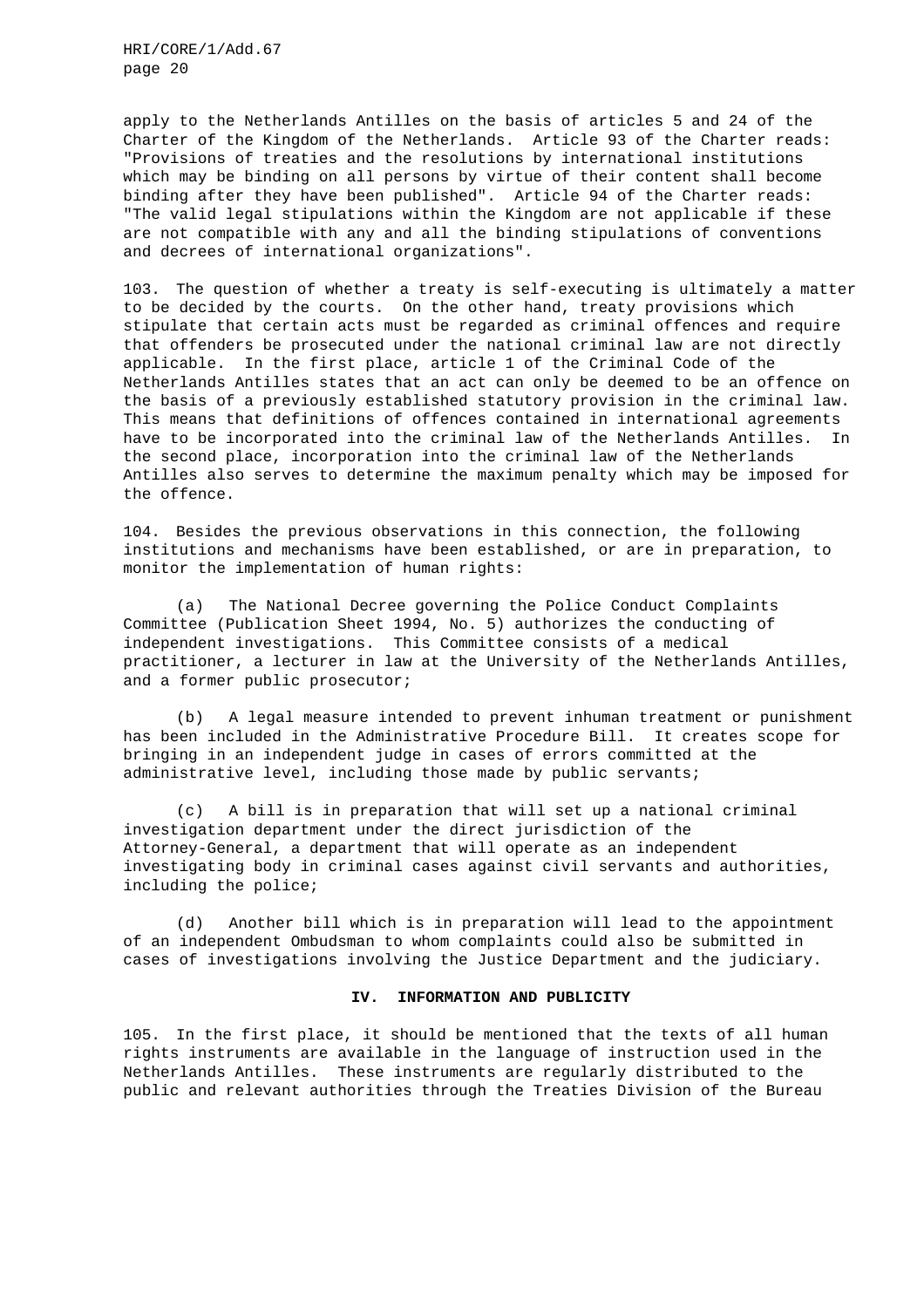apply to the Netherlands Antilles on the basis of articles 5 and 24 of the Charter of the Kingdom of the Netherlands. Article 93 of the Charter reads: "Provisions of treaties and the resolutions by international institutions which may be binding on all persons by virtue of their content shall become binding after they have been published". Article 94 of the Charter reads: "The valid legal stipulations within the Kingdom are not applicable if these are not compatible with any and all the binding stipulations of conventions and decrees of international organizations".

103. The question of whether a treaty is self-executing is ultimately a matter to be decided by the courts. On the other hand, treaty provisions which stipulate that certain acts must be regarded as criminal offences and require that offenders be prosecuted under the national criminal law are not directly applicable. In the first place, article 1 of the Criminal Code of the Netherlands Antilles states that an act can only be deemed to be an offence on the basis of a previously established statutory provision in the criminal law. This means that definitions of offences contained in international agreements have to be incorporated into the criminal law of the Netherlands Antilles. In the second place, incorporation into the criminal law of the Netherlands Antilles also serves to determine the maximum penalty which may be imposed for the offence.

104. Besides the previous observations in this connection, the following institutions and mechanisms have been established, or are in preparation, to monitor the implementation of human rights:

(a) The National Decree governing the Police Conduct Complaints Committee (Publication Sheet 1994, No. 5) authorizes the conducting of independent investigations. This Committee consists of a medical practitioner, a lecturer in law at the University of the Netherlands Antilles, and a former public prosecutor;

(b) A legal measure intended to prevent inhuman treatment or punishment has been included in the Administrative Procedure Bill. It creates scope for bringing in an independent judge in cases of errors committed at the administrative level, including those made by public servants;

(c) A bill is in preparation that will set up a national criminal investigation department under the direct jurisdiction of the Attorney-General, a department that will operate as an independent investigating body in criminal cases against civil servants and authorities, including the police;

(d) Another bill which is in preparation will lead to the appointment of an independent Ombudsman to whom complaints could also be submitted in cases of investigations involving the Justice Department and the judiciary.

## IV. INFORMATION AND PUBLICITY

105. In the first place, it should be mentioned that the texts of all human rights instruments are available in the language of instruction used in the Netherlands Antilles. These instruments are regularly distributed to the public and relevant authorities through the Treaties Division of the Bureau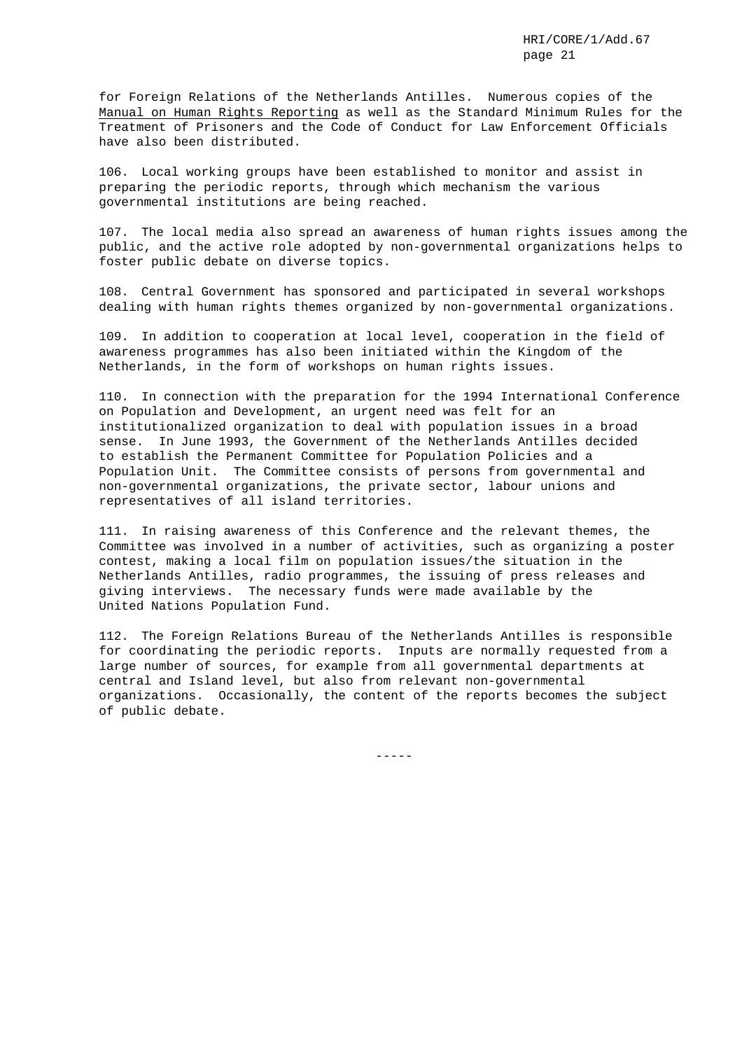for Foreign Relations of the Netherlands Antilles. Numerous copies of the Manual on Human Rights Reporting as well as the Standard Minimum Rules for the Treatment of Prisoners and the Code of Conduct for Law Enforcement Officials have also been distributed.

106. Local working groups have been established to monitor and assist in preparing the periodic reports, through which mechanism the various governmental institutions are being reached.

107. The local media also spread an awareness of human rights issues among the public, and the active role adopted by non-governmental organizations helps to foster public debate on diverse topics.

108. Central Government has sponsored and participated in several workshops dealing with human rights themes organized by non-governmental organizations.

109. In addition to cooperation at local level, cooperation in the field of awareness programmes has also been initiated within the Kingdom of the Netherlands, in the form of workshops on human rights issues.

110. In connection with the preparation for the 1994 International Conference on Population and Development, an urgent need was felt for an institutionalized organization to deal with population issues in a broad sense. In June 1993, the Government of the Netherlands Antilles decided to establish the Permanent Committee for Population Policies and a Population Unit. The Committee consists of persons from governmental and non-governmental organizations, the private sector, labour unions and representatives of all island territories.

111. In raising awareness of this Conference and the relevant themes, the Committee was involved in a number of activities, such as organizing a poster contest, making a local film on population issues/the situation in the Netherlands Antilles, radio programmes, the issuing of press releases and giving interviews. The necessary funds were made available by the United Nations Population Fund.

112. The Foreign Relations Bureau of the Netherlands Antilles is responsible for coordinating the periodic reports. Inputs are normally requested from a large number of sources, for example from all governmental departments at central and Island level, but also from relevant non-governmental organizations. Occasionally, the content of the reports becomes the subject of public debate.

-----